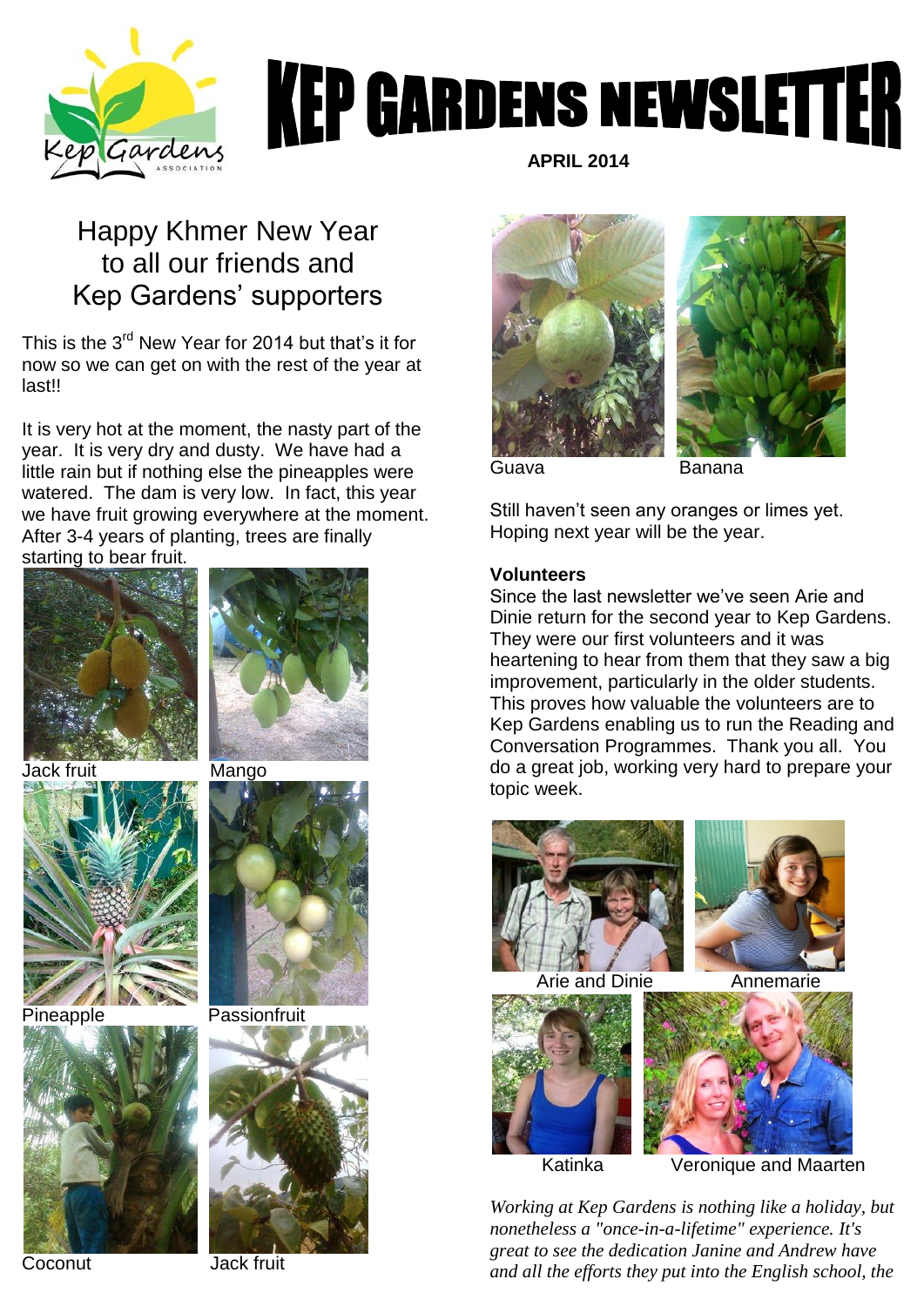# KEP GARDENS NEWSLETTER

**APRIL 2014**

## Happy Khmer New Year to all our friends and Kep Gardens' supporters

This is the 3rd New Year for 2014 but that's it for now so we can get on with the rest of the year at last!!

It is very hot at the moment, the nasty part of the year. It is very dry and dusty. We have had a little rain but if nothing else the pineapples were watered. The dam is very low. In fact, this year we have fruit growing everywhere at the moment. After 3-4 years of planting, trees are finally starting to bear fruit.

Jack fruit

Mango

Pineapple

Passionfruit

Coconut

Jack fruit

Guava

Banana

Still haven't seen any oranges or limes yet. Hoping next year will be the year.

**Volunteers**

Since the last newsletter we've seen Arie and Dinie return for the second year to Kep Gardens. They were our first volunteers and it was heartening to hear from them that they saw a big improvement, particularly in the older students. This proves how valuable the volunteers are to Kep Gardens enabling us to run the Reading and Conversation Programmes. Thank you all. You do a great job, working very hard to prepare your topic week.

Arie and Dinie

Annemarie

Katinka

Veronique and Maarten

*Working at Kep Gardens is nothing like a holiday, but nonetheless a "once-in-a-lifetime" experience. It's great to see the dedication Janine and Andrew have and all the efforts they put into the English school, the*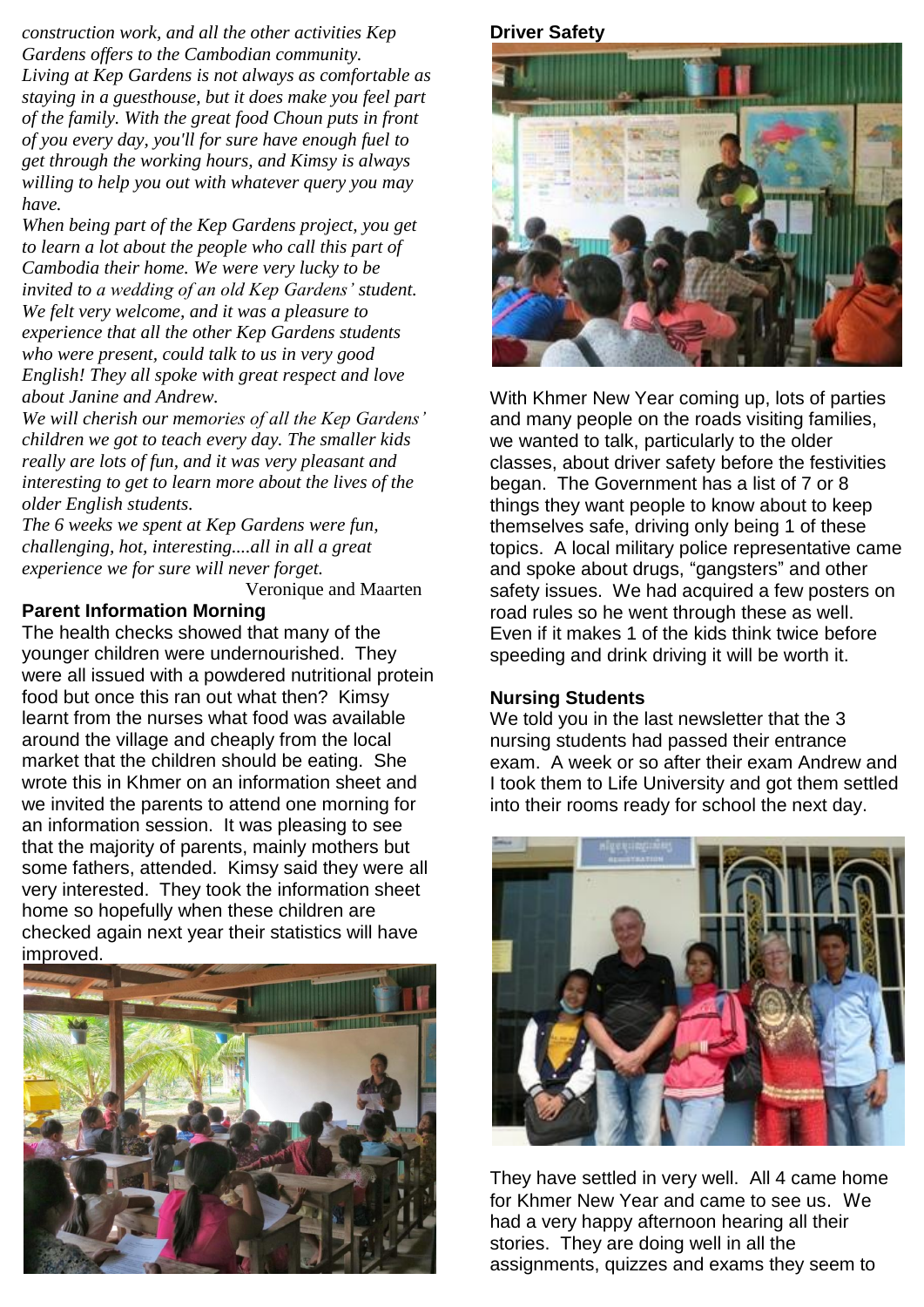*construction work, and all the other activities Kep Gardens offers to the Cambodian community.*
*Living at Kep Gardens is not always as comfortable as staying in a guesthouse, but it does make you feel part of the family. With the great food Choun puts in front of you every day, you'll for sure have enough fuel to get through the working hours, and Kimsy is always willing to help you out with whatever query you may have.*
*When being part of the Kep Gardens project, you get to learn a lot about the people who call this part of Cambodia their home. We were very lucky to be invited to a wedding of an old Kep Gardens' student. We felt very welcome, and it was a pleasure to experience that all the other Kep Gardens students who were present, could talk to us in very good English! They all spoke with great respect and love about Janine and Andrew.*
*We will cherish our memories of all the Kep Gardens' children we got to teach every day. The smaller kids really are lots of fun, and it was very pleasant and interesting to get to learn more about the lives of the older English students.*
*The 6 weeks we spent at Kep Gardens were fun, challenging, hot, interesting....all in all a great experience we for sure will never forget.*

Veronique and Maarten

**Parent Information Morning**

The health checks showed that many of the younger children were undernourished. They were all issued with a powdered nutritional protein food but once this ran out what then? Kimsy learnt from the nurses what food was available around the village and cheaply from the local market that the children should be eating. She wrote this in Khmer on an information sheet and we invited the parents to attend one morning for an information session. It was pleasing to see that the majority of parents, mainly mothers but some fathers, attended. Kimsy said they were all very interested. They took the information sheet home so hopefully when these children are checked again next year their statistics will have improved.

**Driver Safety**

With Khmer New Year coming up, lots of parties and many people on the roads visiting families, we wanted to talk, particularly to the older classes, about driver safety before the festivities began. The Government has a list of 7 or 8 things they want people to know about to keep themselves safe, driving only being 1 of these topics. A local military police representative came and spoke about drugs, "gangsters" and other safety issues. We had acquired a few posters on road rules so he went through these as well. Even if it makes 1 of the kids think twice before speeding and drink driving it will be worth it.

**Nursing Students**

We told you in the last newsletter that the 3 nursing students had passed their entrance exam. A week or so after their exam Andrew and I took them to Life University and got them settled into their rooms ready for school the next day.

They have settled in very well. All 4 came home for Khmer New Year and came to see us. We had a very happy afternoon hearing all their stories. They are doing well in all the assignments, quizzes and exams they seem to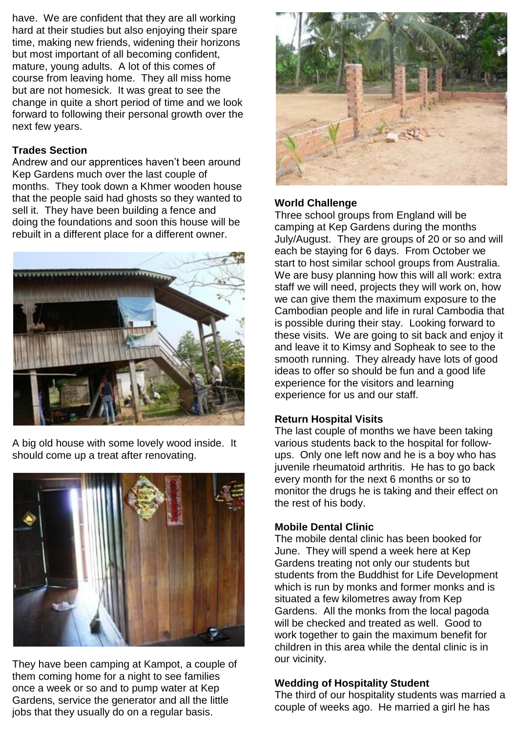have. We are confident that they are all working hard at their studies but also enjoying their spare time, making new friends, widening their horizons but most important of all becoming confident, mature, young adults. A lot of this comes of course from leaving home. They all miss home but are not homesick. It was great to see the change in quite a short period of time and we look forward to following their personal growth over the next few years.

**Trades Section**

Andrew and our apprentices haven't been around Kep Gardens much over the last couple of months. They took down a Khmer wooden house that the people said had ghosts so they wanted to sell it. They have been building a fence and doing the foundations and soon this house will be rebuilt in a different place for a different owner.

A big old house with some lovely wood inside. It should come up a treat after renovating.

They have been camping at Kampot, a couple of them coming home for a night to see families once a week or so and to pump water at Kep Gardens, service the generator and all the little jobs that they usually do on a regular basis.

**World Challenge**

Three school groups from England will be camping at Kep Gardens during the months July/August. They are groups of 20 or so and will each be staying for 6 days. From October we start to host similar school groups from Australia. We are busy planning how this will all work: extra staff we will need, projects they will work on, how we can give them the maximum exposure to the Cambodian people and life in rural Cambodia that is possible during their stay. Looking forward to these visits. We are going to sit back and enjoy it and leave it to Kimsy and Sopheak to see to the smooth running. They already have lots of good ideas to offer so should be fun and a good life experience for the visitors and learning experience for us and our staff.

**Return Hospital Visits**

The last couple of months we have been taking various students back to the hospital for follow-ups. Only one left now and he is a boy who has juvenile rheumatoid arthritis. He has to go back every month for the next 6 months or so to monitor the drugs he is taking and their effect on the rest of his body.

**Mobile Dental Clinic**

The mobile dental clinic has been booked for June. They will spend a week here at Kep Gardens treating not only our students but students from the Buddhist for Life Development which is run by monks and former monks and is situated a few kilometres away from Kep Gardens. All the monks from the local pagoda will be checked and treated as well. Good to work together to gain the maximum benefit for children in this area while the dental clinic is in our vicinity.

**Wedding of Hospitality Student**

The third of our hospitality students was married a couple of weeks ago. He married a girl he has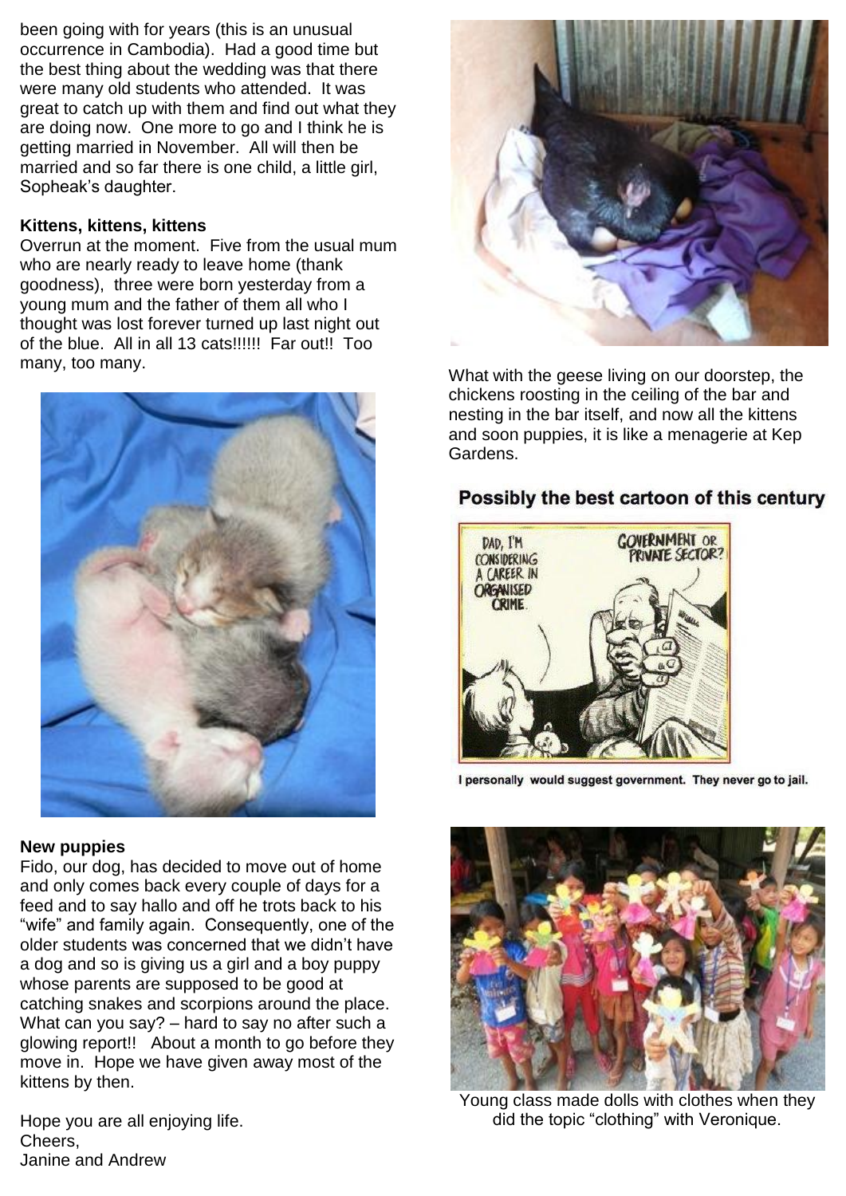been going with for years (this is an unusual occurrence in Cambodia). Had a good time but the best thing about the wedding was that there were many old students who attended. It was great to catch up with them and find out what they are doing now. One more to go and I think he is getting married in November. All will then be married and so far there is one child, a little girl, Sopheak's daughter.

**Kittens, kittens, kittens**

Overrun at the moment. Five from the usual mum who are nearly ready to leave home (thank goodness), three were born yesterday from a young mum and the father of them all who I thought was lost forever turned up last night out of the blue. All in all 13 cats!!!!!! Far out!! Too many, too many.

**New puppies**

Fido, our dog, has decided to move out of home and only comes back every couple of days for a feed and to say hallo and off he trots back to his "wife" and family again. Consequently, one of the older students was concerned that we didn't have a dog and so is giving us a girl and a boy puppy whose parents are supposed to be good at catching snakes and scorpions around the place. What can you say? – hard to say no after such a glowing report!! About a month to go before they move in. Hope we have given away most of the kittens by then.

Hope you are all enjoying life.
Cheers,
Janine and Andrew

What with the geese living on our doorstep, the chickens roosting in the ceiling of the bar and nesting in the bar itself, and now all the kittens and soon puppies, it is like a menagerie at Kep Gardens.

**Possibly the best cartoon of this century**

DAD, I'M CONSIDERING A CAREER IN ORGANISED CRIME.

GOVERNMENT OR PRIVATE SECTOR?

I personally would suggest government. They never go to jail.

Young class made dolls with clothes when they did the topic "clothing" with Veronique.